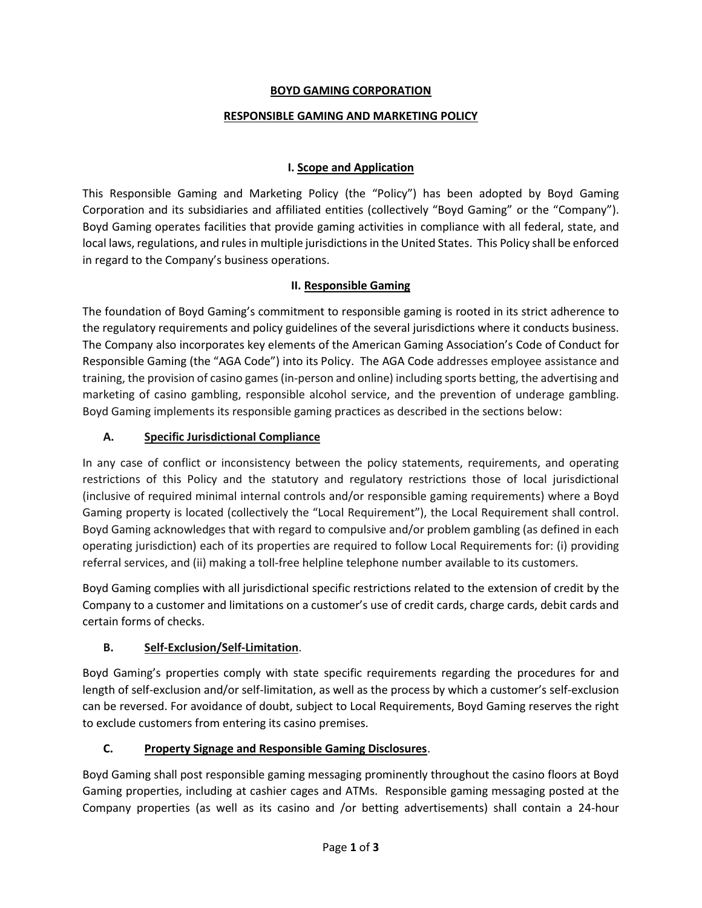# BOYD GAMING CORPORATION

## RESPONSIBLE GAMING AND MARKETING POLICY

### I. Scope and Application

This Responsible Gaming and Marketing Policy (the "Policy") has been adopted by Boyd Gaming Corporation and its subsidiaries and affiliated entities (collectively "Boyd Gaming" or the "Company"). Boyd Gaming operates facilities that provide gaming activities in compliance with all federal, state, and local laws, regulations, and rules in multiple jurisdictions in the United States. This Policy shall be enforced in regard to the Company's business operations.

### II. Responsible Gaming

The foundation of Boyd Gaming's commitment to responsible gaming is rooted in its strict adherence to the regulatory requirements and policy guidelines of the several jurisdictions where it conducts business. The Company also incorporates key elements of the American Gaming Association's Code of Conduct for Responsible Gaming (the "AGA Code") into its Policy. The AGA Code addresses employee assistance and training, the provision of casino games (in-person and online) including sports betting, the advertising and marketing of casino gambling, responsible alcohol service, and the prevention of underage gambling. Boyd Gaming implements its responsible gaming practices as described in the sections below:

#### A. Specific Jurisdictional Compliance

In any case of conflict or inconsistency between the policy statements, requirements, and operating restrictions of this Policy and the statutory and regulatory restrictions those of local jurisdictional (inclusive of required minimal internal controls and/or responsible gaming requirements) where a Boyd Gaming property is located (collectively the "Local Requirement"), the Local Requirement shall control. Boyd Gaming acknowledges that with regard to compulsive and/or problem gambling (as defined in each operating jurisdiction) each of its properties are required to follow Local Requirements for: (i) providing referral services, and (ii) making a toll-free helpline telephone number available to its customers.

Boyd Gaming complies with all jurisdictional specific restrictions related to the extension of credit by the Company to a customer and limitations on a customer's use of credit cards, charge cards, debit cards and certain forms of checks.

#### B. Self-Exclusion/Self-Limitation.

Boyd Gaming's properties comply with state specific requirements regarding the procedures for and length of self-exclusion and/or self-limitation, as well as the process by which a customer's self-exclusion can be reversed. For avoidance of doubt, subject to Local Requirements, Boyd Gaming reserves the right to exclude customers from entering its casino premises.

#### C. Property Signage and Responsible Gaming Disclosures.

Boyd Gaming shall post responsible gaming messaging prominently throughout the casino floors at Boyd Gaming properties, including at cashier cages and ATMs. Responsible gaming messaging posted at the Company properties (as well as its casino and /or betting advertisements) shall contain a 24-hour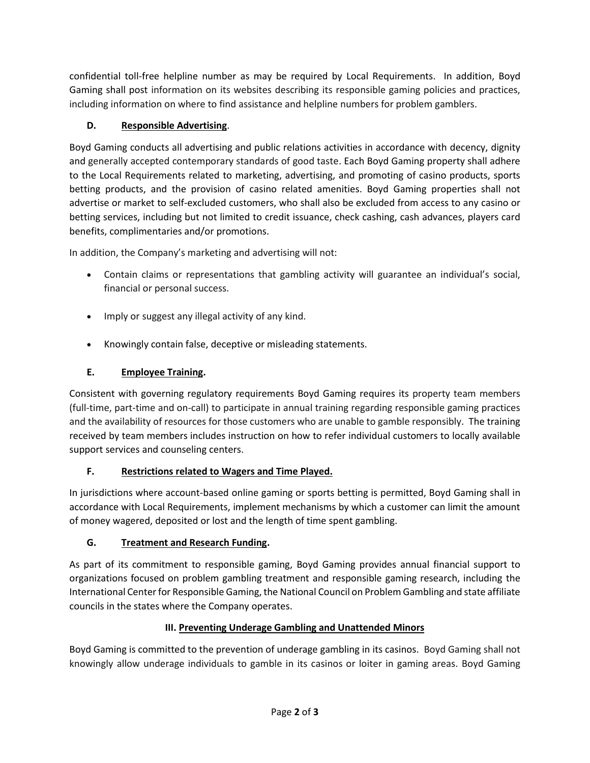confidential toll-free helpline number as may be required by Local Requirements. In addition, Boyd Gaming shall post information on its websites describing its responsible gaming policies and practices, including information on where to find assistance and helpline numbers for problem gamblers.

### D. Responsible Advertising.

Boyd Gaming conducts all advertising and public relations activities in accordance with decency, dignity and generally accepted contemporary standards of good taste. Each Boyd Gaming property shall adhere to the Local Requirements related to marketing, advertising, and promoting of casino products, sports betting products, and the provision of casino related amenities. Boyd Gaming properties shall not advertise or market to self-excluded customers, who shall also be excluded from access to any casino or betting services, including but not limited to credit issuance, check cashing, cash advances, players card benefits, complimentaries and/or promotions.

In addition, the Company's marketing and advertising will not:

- Contain claims or representations that gambling activity will guarantee an individual's social, financial or personal success.
- Imply or suggest any illegal activity of any kind.
- Knowingly contain false, deceptive or misleading statements.

### E. Employee Training.

Consistent with governing regulatory requirements Boyd Gaming requires its property team members (full-time, part-time and on-call) to participate in annual training regarding responsible gaming practices and the availability of resources for those customers who are unable to gamble responsibly. The training received by team members includes instruction on how to refer individual customers to locally available support services and counseling centers.

### F. Restrictions related to Wagers and Time Played.

In jurisdictions where account-based online gaming or sports betting is permitted, Boyd Gaming shall in accordance with Local Requirements, implement mechanisms by which a customer can limit the amount of money wagered, deposited or lost and the length of time spent gambling.

### G. Treatment and Research Funding.

As part of its commitment to responsible gaming, Boyd Gaming provides annual financial support to organizations focused on problem gambling treatment and responsible gaming research, including the International Center for Responsible Gaming, the National Council on Problem Gambling and state affiliate councils in the states where the Company operates.

## III. Preventing Underage Gambling and Unattended Minors

Boyd Gaming is committed to the prevention of underage gambling in its casinos. Boyd Gaming shall not knowingly allow underage individuals to gamble in its casinos or loiter in gaming areas. Boyd Gaming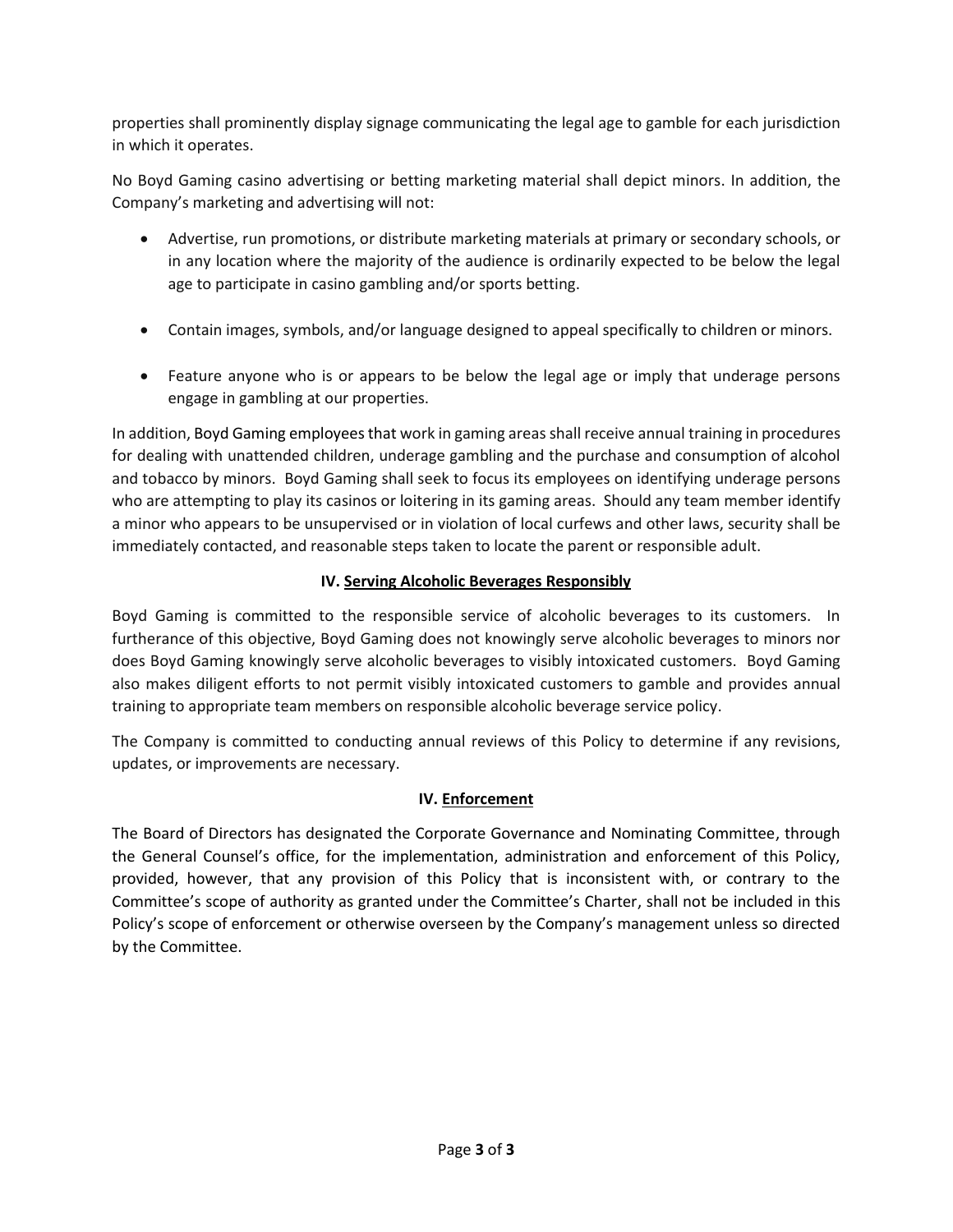properties shall prominently display signage communicating the legal age to gamble for each jurisdiction in which it operates.

No Boyd Gaming casino advertising or betting marketing material shall depict minors. In addition, the Company's marketing and advertising will not:

- Advertise, run promotions, or distribute marketing materials at primary or secondary schools, or in any location where the majority of the audience is ordinarily expected to be below the legal age to participate in casino gambling and/or sports betting.
- Contain images, symbols, and/or language designed to appeal specifically to children or minors.
- Feature anyone who is or appears to be below the legal age or imply that underage persons engage in gambling at our properties.

In addition, Boyd Gaming employees that work in gaming areas shall receive annual training in procedures for dealing with unattended children, underage gambling and the purchase and consumption of alcohol and tobacco by minors. Boyd Gaming shall seek to focus its employees on identifying underage persons who are attempting to play its casinos or loitering in its gaming areas. Should any team member identify a minor who appears to be unsupervised or in violation of local curfews and other laws, security shall be immediately contacted, and reasonable steps taken to locate the parent or responsible adult.

## IV. Serving Alcoholic Beverages Responsibly

Boyd Gaming is committed to the responsible service of alcoholic beverages to its customers. In furtherance of this objective, Boyd Gaming does not knowingly serve alcoholic beverages to minors nor does Boyd Gaming knowingly serve alcoholic beverages to visibly intoxicated customers. Boyd Gaming also makes diligent efforts to not permit visibly intoxicated customers to gamble and provides annual training to appropriate team members on responsible alcoholic beverage service policy.

The Company is committed to conducting annual reviews of this Policy to determine if any revisions, updates, or improvements are necessary.

## IV. Enforcement

The Board of Directors has designated the Corporate Governance and Nominating Committee, through the General Counsel's office, for the implementation, administration and enforcement of this Policy, provided, however, that any provision of this Policy that is inconsistent with, or contrary to the Committee's scope of authority as granted under the Committee's Charter, shall not be included in this Policy's scope of enforcement or otherwise overseen by the Company's management unless so directed by the Committee.